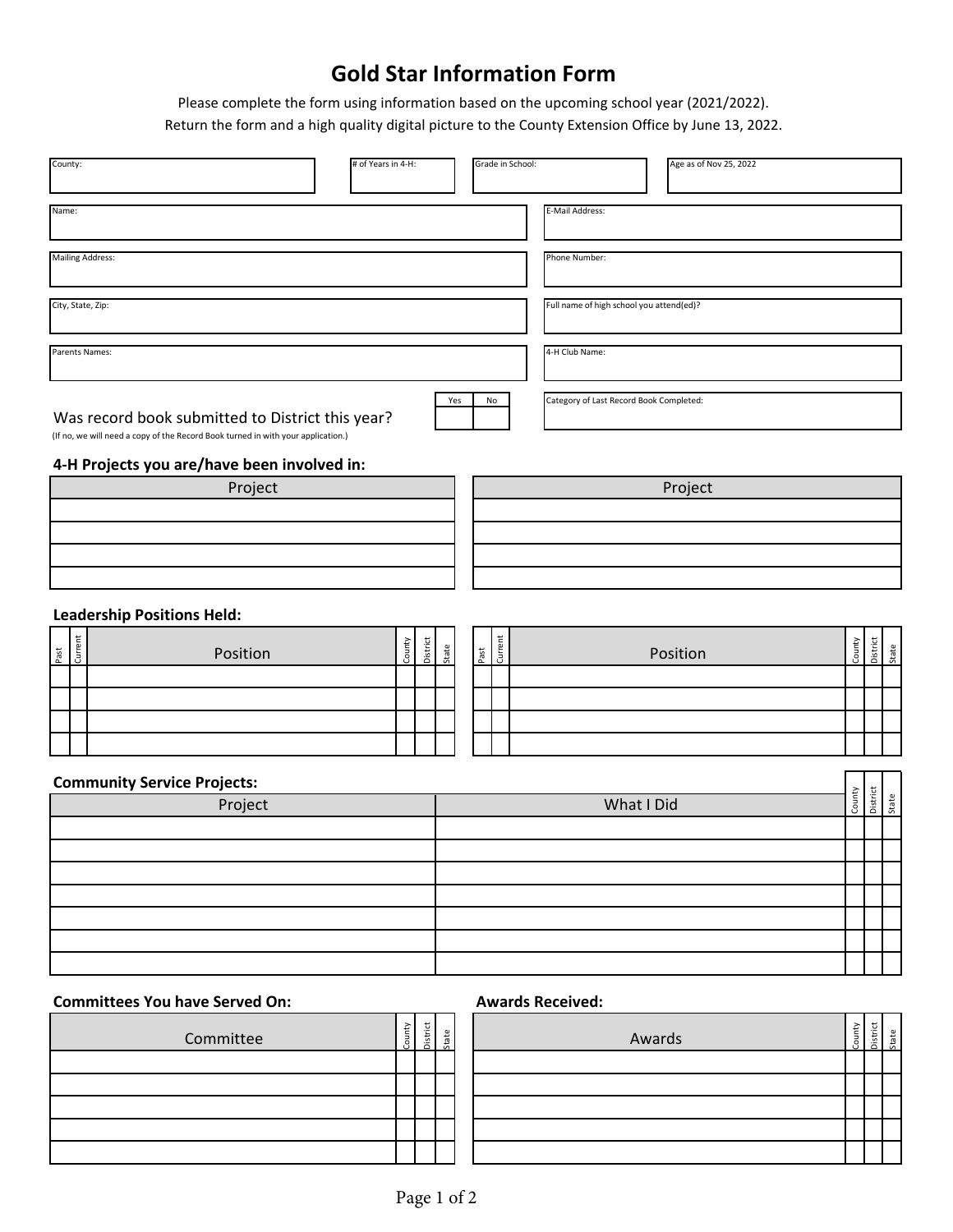# Gold Star Information Form

Please complete the form using information based on the upcoming school year (2021/2022).

Return the form and a high quality digital picture to the County Extension Office by June 13, 2022.

| County: | # of Years in 4-H: | Grade in School: | Age as of Nov 25, 2022 |
|---|---|---|---|
| | | | |

| Name: | E-Mail Address: |
|---|---|
| | |

| Mailing Address: | Phone Number: |
|---|---|
| | |

| City, State, Zip: | Full name of high school you attend(ed)? |
|---|---|
| | |

| Parents Names: | 4-H Club Name: |
|---|---|
| | |

Was record book submitted to District this year?

(If no, we will need a copy of the Record Book turned in with your application.)

| Yes | No |
|---|---|
| | |

| Category of Last Record Book Completed: |
|---|
| |

### 4-H Projects you are/have been involved in:

| Project | Project |
|---|---|
| | |
| | |
| | |
| | |

### Leadership Positions Held:

| Past | Current | Position | County | District | State | Past | Current | Position | County | District | State |
|---|---|---|---|---|---|---|---|---|---|---|---|
| | | | | | | | | | | | |
| | | | | | | | | | | | |
| | | | | | | | | | | | |
| | | | | | | | | | | | |

### Community Service Projects:

| Project | What I Did | County | District | State |
|---|---|---|---|---|
| | | | | |
| | | | | |
| | | | | |
| | | | | |
| | | | | |
| | | | | |
| | | | | |

### Committees You have Served On:

| Committee | County | District | State |
|---|---|---|---|
| | | | |
| | | | |
| | | | |
| | | | |
| | | | |

### Awards Received:

| Awards | County | District | State |
|---|---|---|---|
| | | | |
| | | | |
| | | | |
| | | | |
| | | | |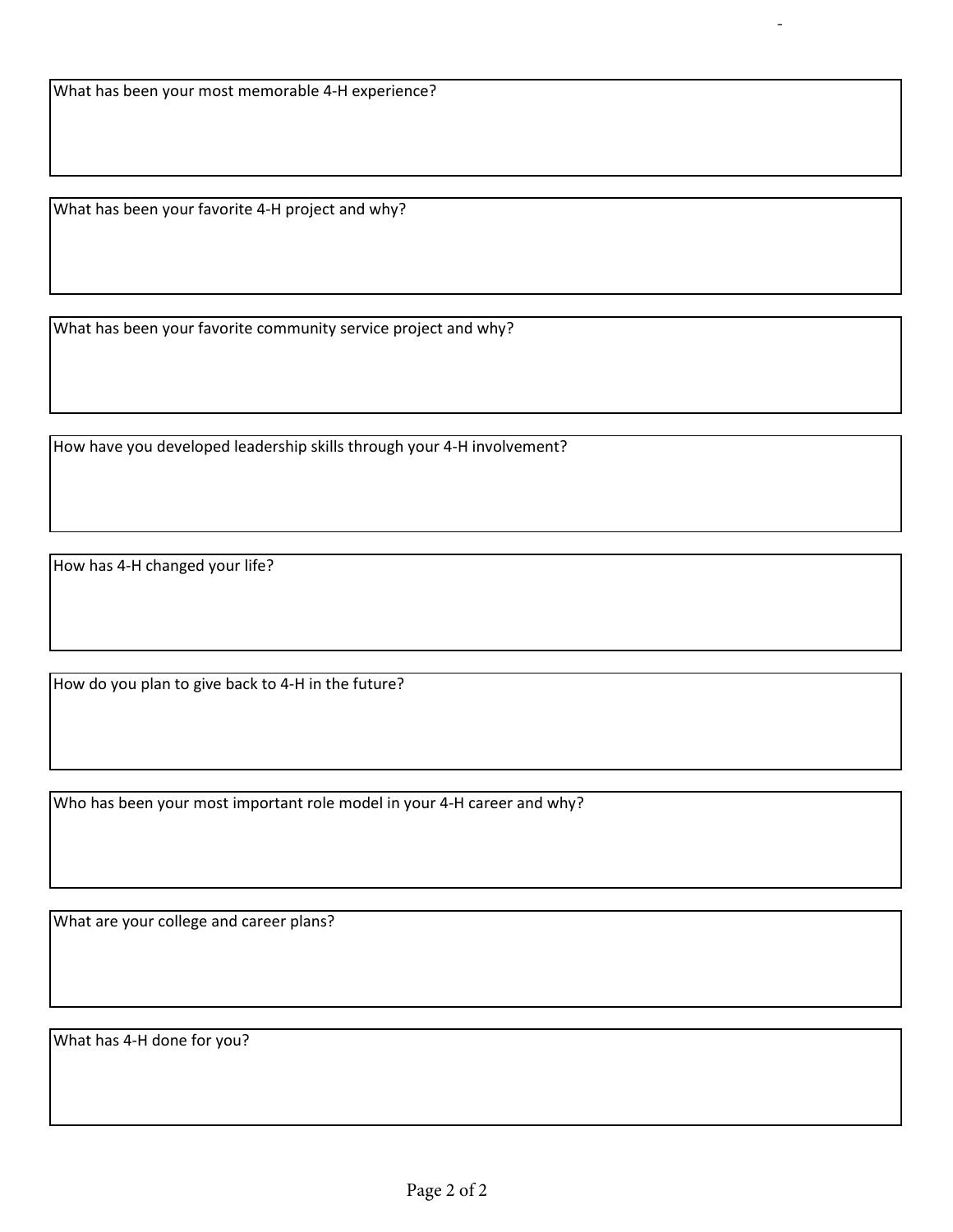What has been your most memorable 4-H experience?

What has been your favorite 4-H project and why?

What has been your favorite community service project and why?

How have you developed leadership skills through your 4-H involvement?

How has 4-H changed your life?

How do you plan to give back to 4-H in the future?

Who has been your most important role model in your 4-H career and why?

What are your college and career plans?

What has 4-H done for you?